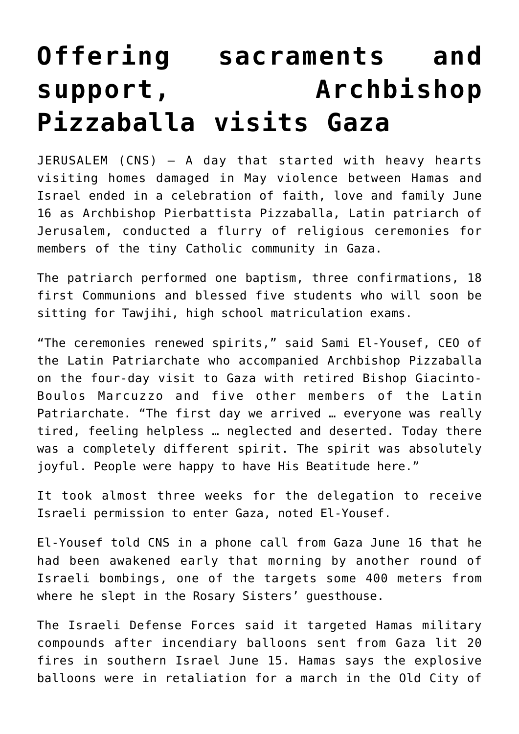# Offering sacraments and support, Archbishop Pizzaballa visits Gaza

JERUSALEM (CNS) — A day that started with heavy hearts visiting homes damaged in May violence between Hamas and Israel ended in a celebration of faith, love and family June 16 as Archbishop Pierbattista Pizzaballa, Latin patriarch of Jerusalem, conducted a flurry of religious ceremonies for members of the tiny Catholic community in Gaza.

The patriarch performed one baptism, three confirmations, 18 first Communions and blessed five students who will soon be sitting for Tawjihi, high school matriculation exams.

"The ceremonies renewed spirits," said Sami El-Yousef, CEO of the Latin Patriarchate who accompanied Archbishop Pizzaballa on the four-day visit to Gaza with retired Bishop Giacinto-Boulos Marcuzzo and five other members of the Latin Patriarchate. "The first day we arrived … everyone was really tired, feeling helpless … neglected and deserted. Today there was a completely different spirit. The spirit was absolutely joyful. People were happy to have His Beatitude here."

It took almost three weeks for the delegation to receive Israeli permission to enter Gaza, noted El-Yousef.

El-Yousef told CNS in a phone call from Gaza June 16 that he had been awakened early that morning by another round of Israeli bombings, one of the targets some 400 meters from where he slept in the Rosary Sisters' guesthouse.

The Israeli Defense Forces said it targeted Hamas military compounds after incendiary balloons sent from Gaza lit 20 fires in southern Israel June 15. Hamas says the explosive balloons were in retaliation for a march in the Old City of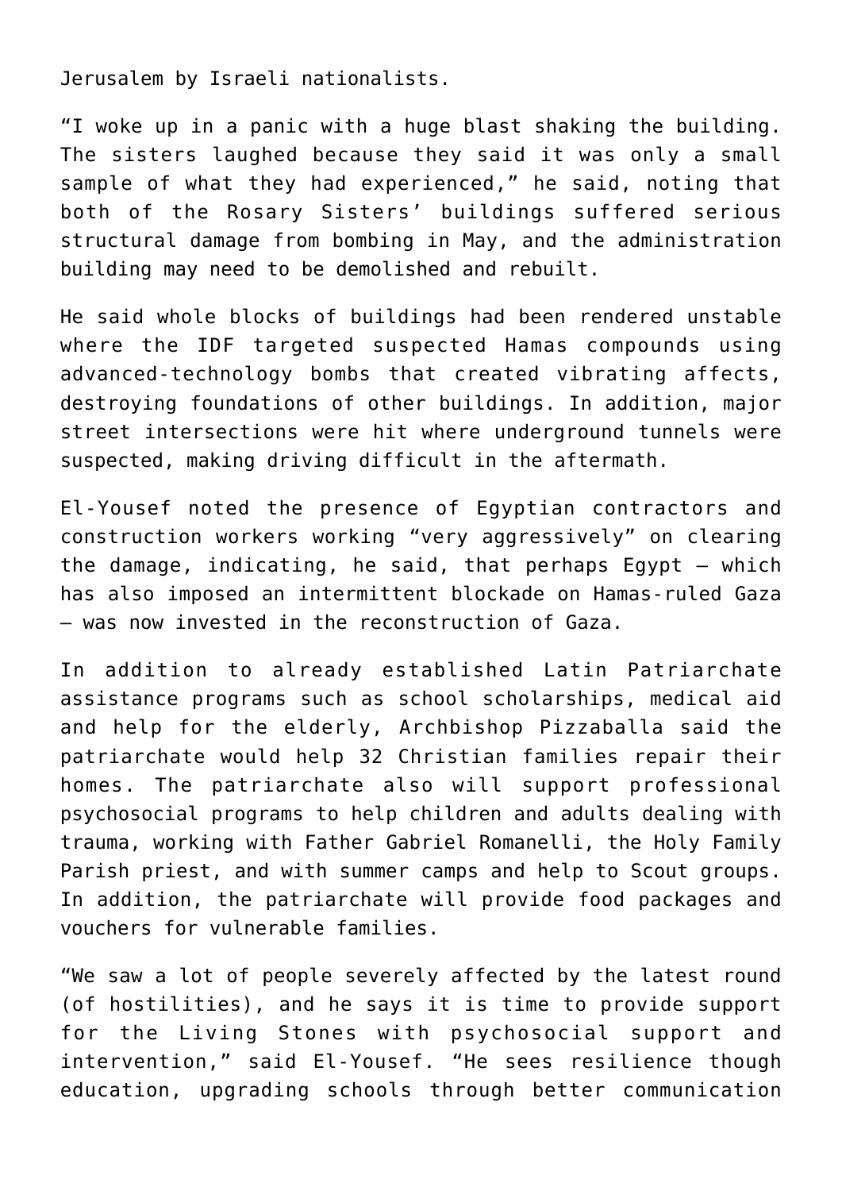Jerusalem by Israeli nationalists.

"I woke up in a panic with a huge blast shaking the building. The sisters laughed because they said it was only a small sample of what they had experienced," he said, noting that both of the Rosary Sisters' buildings suffered serious structural damage from bombing in May, and the administration building may need to be demolished and rebuilt.

He said whole blocks of buildings had been rendered unstable where the IDF targeted suspected Hamas compounds using advanced-technology bombs that created vibrating affects, destroying foundations of other buildings. In addition, major street intersections were hit where underground tunnels were suspected, making driving difficult in the aftermath.

El-Yousef noted the presence of Egyptian contractors and construction workers working "very aggressively" on clearing the damage, indicating, he said, that perhaps Egypt — which has also imposed an intermittent blockade on Hamas-ruled Gaza — was now invested in the reconstruction of Gaza.

In addition to already established Latin Patriarchate assistance programs such as school scholarships, medical aid and help for the elderly, Archbishop Pizzaballa said the patriarchate would help 32 Christian families repair their homes. The patriarchate also will support professional psychosocial programs to help children and adults dealing with trauma, working with Father Gabriel Romanelli, the Holy Family Parish priest, and with summer camps and help to Scout groups. In addition, the patriarchate will provide food packages and vouchers for vulnerable families.

"We saw a lot of people severely affected by the latest round (of hostilities), and he says it is time to provide support for the Living Stones with psychosocial support and intervention," said El-Yousef. "He sees resilience though education, upgrading schools through better communication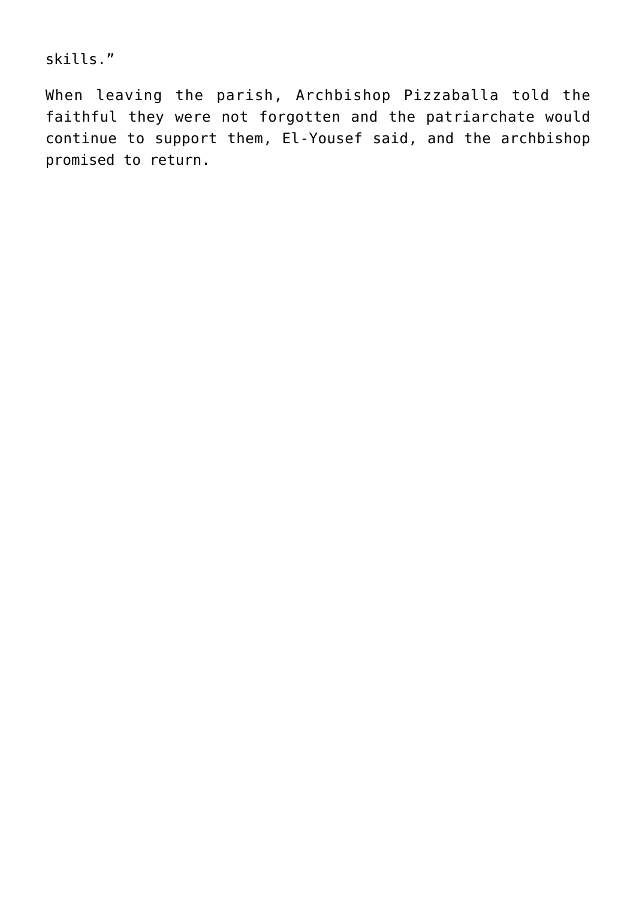skills."

When leaving the parish, Archbishop Pizzaballa told the faithful they were not forgotten and the patriarchate would continue to support them, El-Yousef said, and the archbishop promised to return.